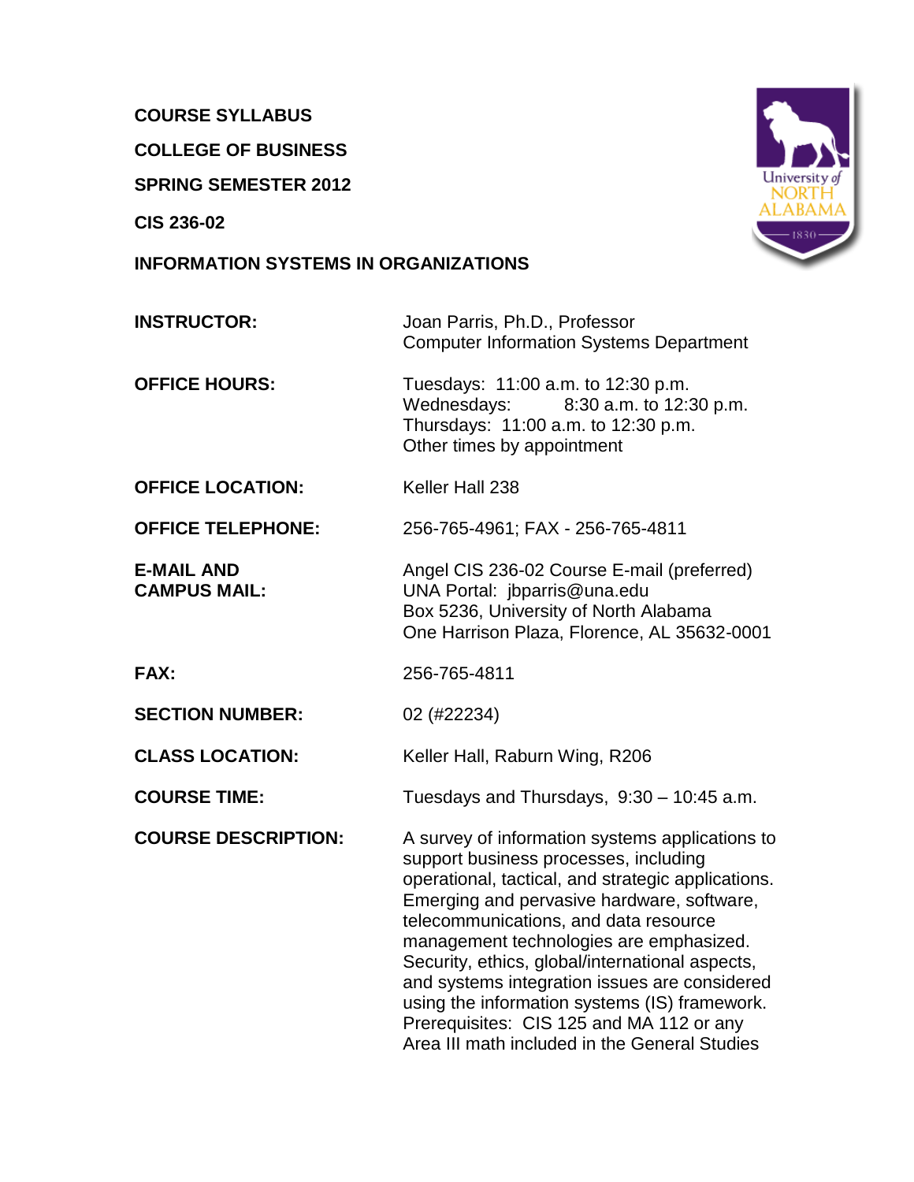**COURSE SYLLABUS**

**COLLEGE OF BUSINESS**

**SPRING SEMESTER 2012**

**CIS 236-02**

**INFORMATION SYSTEMS IN ORGANIZATIONS**

| | |
|---|---|
| **INSTRUCTOR:** | Joan Parris, Ph.D., Professor<br>Computer Information Systems Department |
| **OFFICE HOURS:** | Tuesdays: 11:00 a.m. to 12:30 p.m.<br>Wednesdays: 8:30 a.m. to 12:30 p.m.<br>Thursdays: 11:00 a.m. to 12:30 p.m.<br>Other times by appointment |
| **OFFICE LOCATION:** | Keller Hall 238 |
| **OFFICE TELEPHONE:** | 256-765-4961; FAX - 256-765-4811 |
| **E-MAIL AND CAMPUS MAIL:** | Angel CIS 236-02 Course E-mail (preferred)<br>UNA Portal: jbparris@una.edu<br>Box 5236, University of North Alabama<br>One Harrison Plaza, Florence, AL 35632-0001 |
| **FAX:** | 256-765-4811 |
| **SECTION NUMBER:** | 02 (#22234) |
| **CLASS LOCATION:** | Keller Hall, Raburn Wing, R206 |
| **COURSE TIME:** | Tuesdays and Thursdays, 9:30 – 10:45 a.m. |
| **COURSE DESCRIPTION:** | A survey of information systems applications to support business processes, including operational, tactical, and strategic applications. Emerging and pervasive hardware, software, telecommunications, and data resource management technologies are emphasized. Security, ethics, global/international aspects, and systems integration issues are considered using the information systems (IS) framework. Prerequisites: CIS 125 and MA 112 or any Area III math included in the General Studies |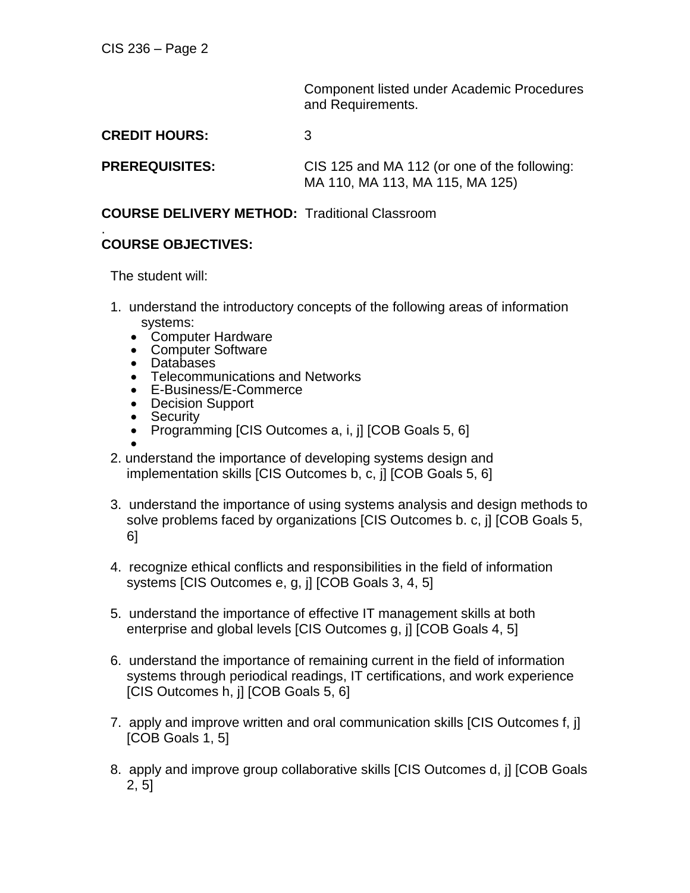Component listed under Academic Procedures and Requirements.

**CREDIT HOURS:** 3

**PREREQUISITES:** CIS 125 and MA 112 (or one of the following: MA 110, MA 113, MA 115, MA 125)

**COURSE DELIVERY METHOD:** Traditional Classroom

.

**COURSE OBJECTIVES:**

The student will:

1. understand the introductory concepts of the following areas of information systems:
   - Computer Hardware
   - Computer Software
   - Databases
   - Telecommunications and Networks
   - E-Business/E-Commerce
   - Decision Support
   - Security
   - Programming [CIS Outcomes a, i, j] [COB Goals 5, 6]

2. understand the importance of developing systems design and implementation skills [CIS Outcomes b, c, j] [COB Goals 5, 6]

3. understand the importance of using systems analysis and design methods to solve problems faced by organizations [CIS Outcomes b. c, j] [COB Goals 5, 6]

4. recognize ethical conflicts and responsibilities in the field of information systems [CIS Outcomes e, g, j] [COB Goals 3, 4, 5]

5. understand the importance of effective IT management skills at both enterprise and global levels [CIS Outcomes g, j] [COB Goals 4, 5]

6. understand the importance of remaining current in the field of information systems through periodical readings, IT certifications, and work experience [CIS Outcomes h, j] [COB Goals 5, 6]

7. apply and improve written and oral communication skills [CIS Outcomes f, j] [COB Goals 1, 5]

8. apply and improve group collaborative skills [CIS Outcomes d, j] [COB Goals 2, 5]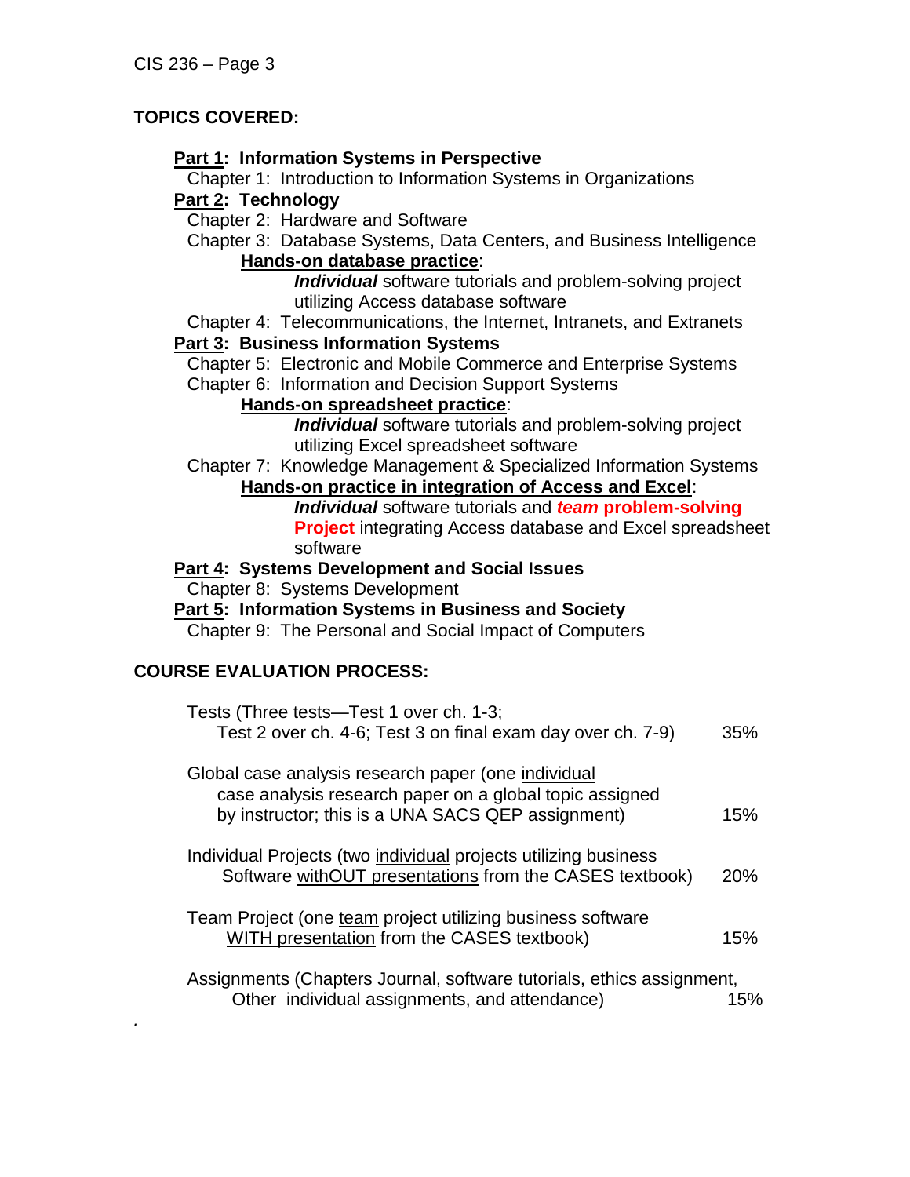## TOPICS COVERED:

**Part 1: Information Systems in Perspective**

Chapter 1: Introduction to Information Systems in Organizations

**Part 2: Technology**

Chapter 2: Hardware and Software

Chapter 3: Database Systems, Data Centers, and Business Intelligence

**Hands-on database practice**:

***Individual*** software tutorials and problem-solving project utilizing Access database software

Chapter 4: Telecommunications, the Internet, Intranets, and Extranets

**Part 3: Business Information Systems**

Chapter 5: Electronic and Mobile Commerce and Enterprise Systems

Chapter 6: Information and Decision Support Systems

**Hands-on spreadsheet practice**:

***Individual*** software tutorials and problem-solving project utilizing Excel spreadsheet software

Chapter 7: Knowledge Management & Specialized Information Systems

**Hands-on practice in integration of Access and Excel**:

***Individual*** software tutorials and ***team*** **problem-solving Project** integrating Access database and Excel spreadsheet software

**Part 4: Systems Development and Social Issues**

Chapter 8: Systems Development

**Part 5: Information Systems in Business and Society**

Chapter 9: The Personal and Social Impact of Computers

## COURSE EVALUATION PROCESS:

| Component | Weight |
| --- | --- |
| Tests (Three tests—Test 1 over ch. 1-3; Test 2 over ch. 4-6; Test 3 on final exam day over ch. 7-9) | 35% |
| Global case analysis research paper (one individual case analysis research paper on a global topic assigned by instructor; this is a UNA SACS QEP assignment) | 15% |
| Individual Projects (two individual projects utilizing business Software withOUT presentations from the CASES textbook) | 20% |
| Team Project (one team project utilizing business software WITH presentation from the CASES textbook) | 15% |
| Assignments (Chapters Journal, software tutorials, ethics assignment, Other individual assignments, and attendance) | 15% |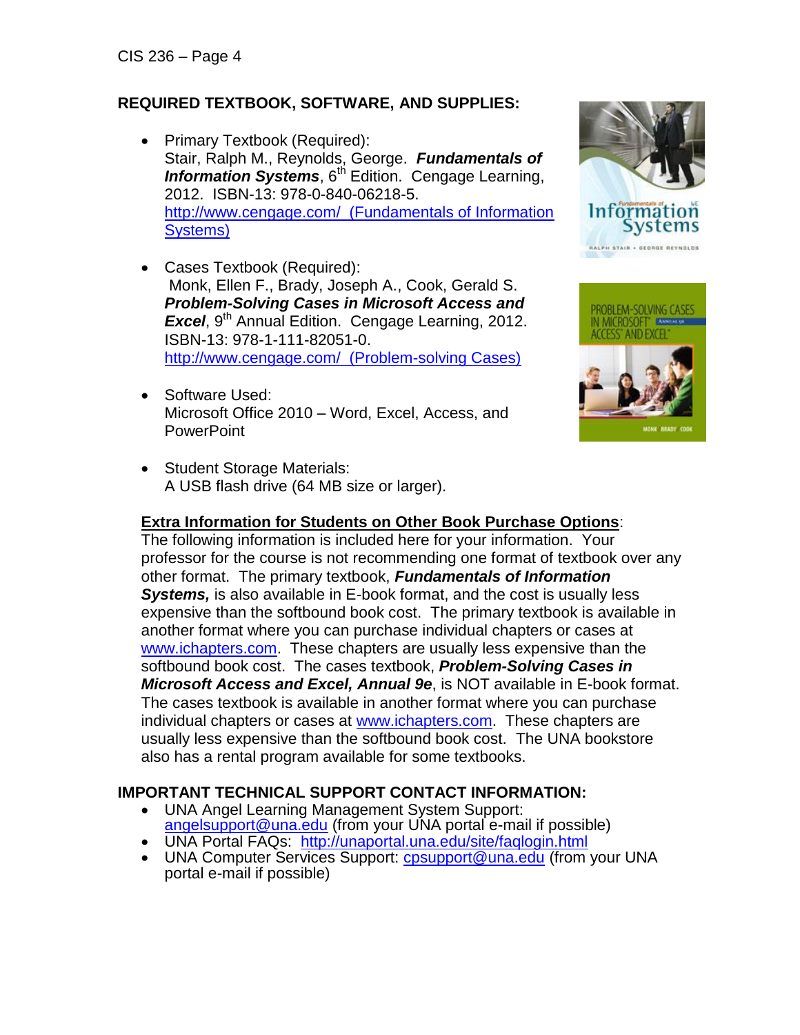## REQUIRED TEXTBOOK, SOFTWARE, AND SUPPLIES:

- Primary Textbook (Required):
  Stair, Ralph M., Reynolds, George. ***Fundamentals of Information Systems***, 6th Edition. Cengage Learning, 2012. ISBN-13: 978-0-840-06218-5.
  [http://www.cengage.com/ (Fundamentals of Information Systems)](http://www.cengage.com/)

- Cases Textbook (Required):
  Monk, Ellen F., Brady, Joseph A., Cook, Gerald S. ***Problem-Solving Cases in Microsoft Access and Excel***, 9th Annual Edition. Cengage Learning, 2012. ISBN-13: 978-1-111-82051-0.
  [http://www.cengage.com/ (Problem-solving Cases)](http://www.cengage.com/)

- Software Used:
  Microsoft Office 2010 – Word, Excel, Access, and PowerPoint

- Student Storage Materials:
  A USB flash drive (64 MB size or larger).

**Extra Information for Students on Other Book Purchase Options**:
The following information is included here for your information. Your professor for the course is not recommending one format of textbook over any other format. The primary textbook, ***Fundamentals of Information Systems,*** is also available in E-book format, and the cost is usually less expensive than the softbound book cost. The primary textbook is available in another format where you can purchase individual chapters or cases at www.ichapters.com. These chapters are usually less expensive than the softbound book cost. The cases textbook, ***Problem-Solving Cases in Microsoft Access and Excel, Annual 9e***, is NOT available in E-book format. The cases textbook is available in another format where you can purchase individual chapters or cases at www.ichapters.com. These chapters are usually less expensive than the softbound book cost. The UNA bookstore also has a rental program available for some textbooks.

## IMPORTANT TECHNICAL SUPPORT CONTACT INFORMATION:

- UNA Angel Learning Management System Support: angelsupport@una.edu (from your UNA portal e-mail if possible)
- UNA Portal FAQs: http://unaportal.una.edu/site/faqlogin.html
- UNA Computer Services Support: cpsupport@una.edu (from your UNA portal e-mail if possible)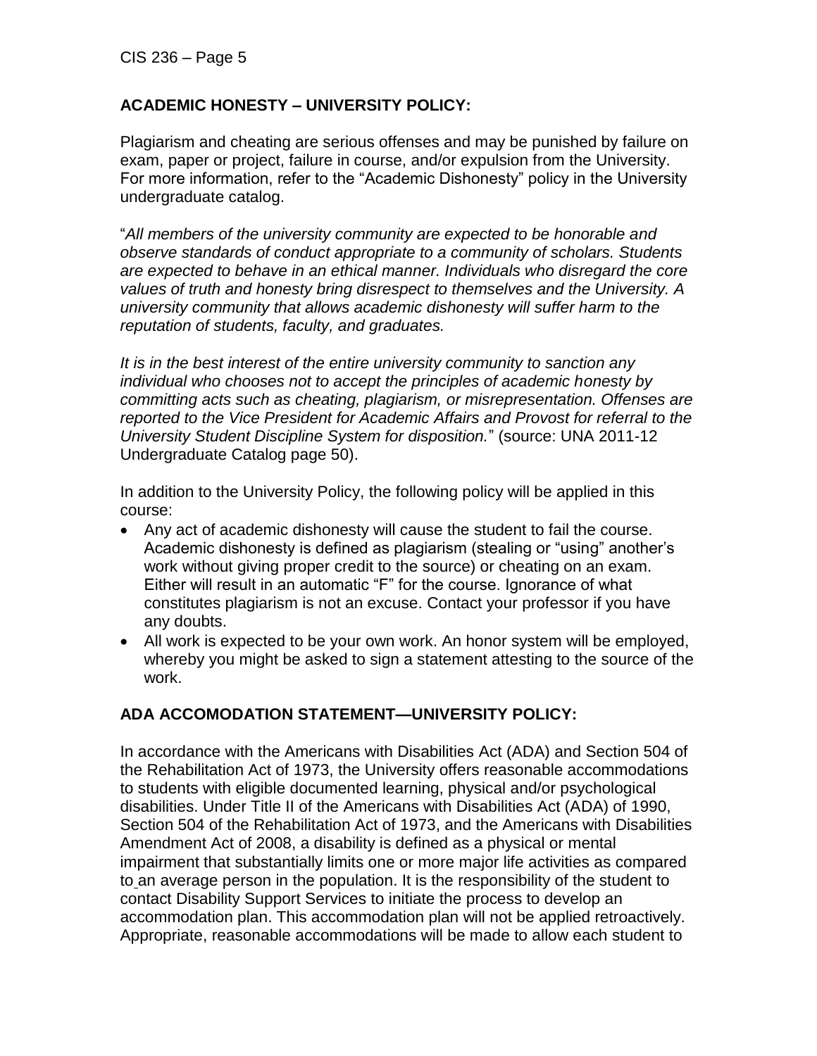## ACADEMIC HONESTY – UNIVERSITY POLICY:

Plagiarism and cheating are serious offenses and may be punished by failure on exam, paper or project, failure in course, and/or expulsion from the University. For more information, refer to the "Academic Dishonesty" policy in the University undergraduate catalog.

"*All members of the university community are expected to be honorable and observe standards of conduct appropriate to a community of scholars. Students are expected to behave in an ethical manner. Individuals who disregard the core values of truth and honesty bring disrespect to themselves and the University. A university community that allows academic dishonesty will suffer harm to the reputation of students, faculty, and graduates.*

*It is in the best interest of the entire university community to sanction any individual who chooses not to accept the principles of academic honesty by committing acts such as cheating, plagiarism, or misrepresentation. Offenses are reported to the Vice President for Academic Affairs and Provost for referral to the University Student Discipline System for disposition.*" (source: UNA 2011-12 Undergraduate Catalog page 50).

In addition to the University Policy, the following policy will be applied in this course:

- Any act of academic dishonesty will cause the student to fail the course. Academic dishonesty is defined as plagiarism (stealing or "using" another's work without giving proper credit to the source) or cheating on an exam. Either will result in an automatic "F" for the course. Ignorance of what constitutes plagiarism is not an excuse. Contact your professor if you have any doubts.
- All work is expected to be your own work. An honor system will be employed, whereby you might be asked to sign a statement attesting to the source of the work.

## ADA ACCOMODATION STATEMENT—UNIVERSITY POLICY:

In accordance with the Americans with Disabilities Act (ADA) and Section 504 of the Rehabilitation Act of 1973, the University offers reasonable accommodations to students with eligible documented learning, physical and/or psychological disabilities. Under Title II of the Americans with Disabilities Act (ADA) of 1990, Section 504 of the Rehabilitation Act of 1973, and the Americans with Disabilities Amendment Act of 2008, a disability is defined as a physical or mental impairment that substantially limits one or more major life activities as compared to an average person in the population. It is the responsibility of the student to contact Disability Support Services to initiate the process to develop an accommodation plan. This accommodation plan will not be applied retroactively. Appropriate, reasonable accommodations will be made to allow each student to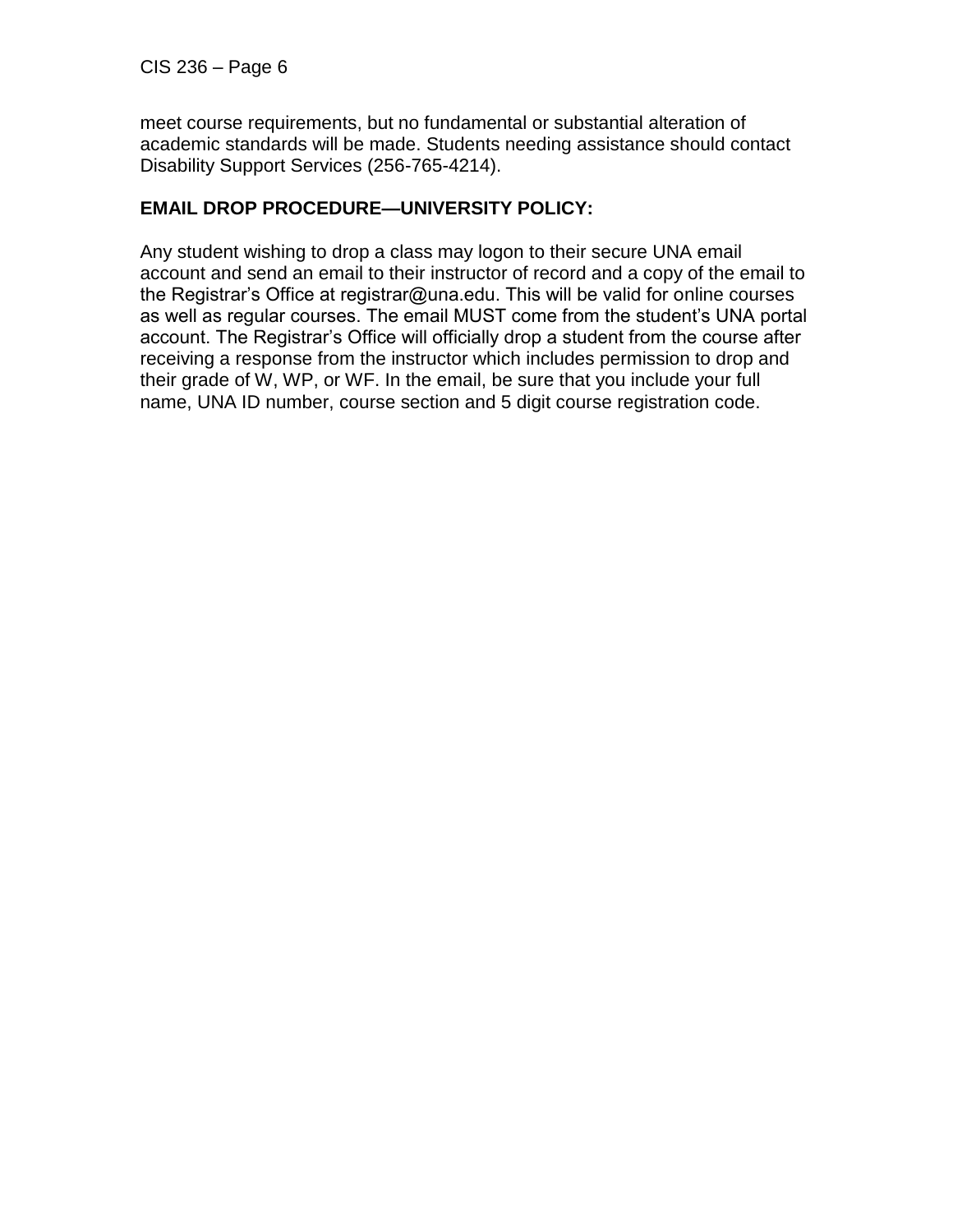meet course requirements, but no fundamental or substantial alteration of academic standards will be made. Students needing assistance should contact Disability Support Services (256-765-4214).

**EMAIL DROP PROCEDURE—UNIVERSITY POLICY:**

Any student wishing to drop a class may logon to their secure UNA email account and send an email to their instructor of record and a copy of the email to the Registrar's Office at registrar@una.edu. This will be valid for online courses as well as regular courses. The email MUST come from the student's UNA portal account. The Registrar's Office will officially drop a student from the course after receiving a response from the instructor which includes permission to drop and their grade of W, WP, or WF. In the email, be sure that you include your full name, UNA ID number, course section and 5 digit course registration code.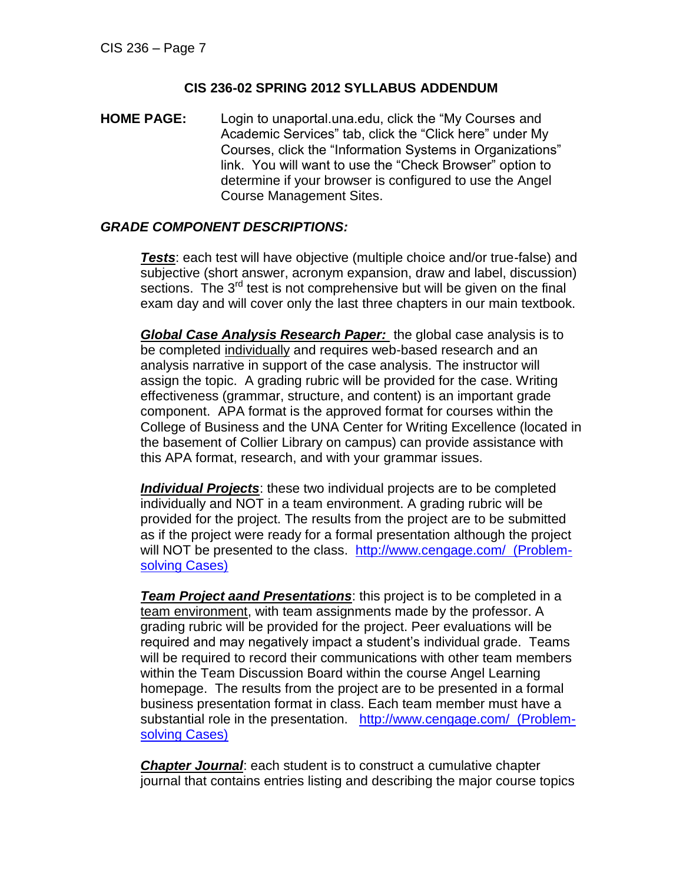## CIS 236-02 SPRING 2012 SYLLABUS ADDENDUM

**HOME PAGE:** Login to unaportal.una.edu, click the "My Courses and Academic Services" tab, click the "Click here" under My Courses, click the "Information Systems in Organizations" link. You will want to use the "Check Browser" option to determine if your browser is configured to use the Angel Course Management Sites.

### *GRADE COMPONENT DESCRIPTIONS:*

***Tests***: each test will have objective (multiple choice and/or true-false) and subjective (short answer, acronym expansion, draw and label, discussion) sections. The 3rd test is not comprehensive but will be given on the final exam day and will cover only the last three chapters in our main textbook.

***Global Case Analysis Research Paper:*** the global case analysis is to be completed individually and requires web-based research and an analysis narrative in support of the case analysis. The instructor will assign the topic. A grading rubric will be provided for the case. Writing effectiveness (grammar, structure, and content) is an important grade component. APA format is the approved format for courses within the College of Business and the UNA Center for Writing Excellence (located in the basement of Collier Library on campus) can provide assistance with this APA format, research, and with your grammar issues.

***Individual Projects***: these two individual projects are to be completed individually and NOT in a team environment. A grading rubric will be provided for the project. The results from the project are to be submitted as if the project were ready for a formal presentation although the project will NOT be presented to the class. [http://www.cengage.com/ (Problem-solving Cases)](http://www.cengage.com/)

***Team Project aand Presentations***: this project is to be completed in a team environment, with team assignments made by the professor. A grading rubric will be provided for the project. Peer evaluations will be required and may negatively impact a student's individual grade. Teams will be required to record their communications with other team members within the Team Discussion Board within the course Angel Learning homepage. The results from the project are to be presented in a formal business presentation format in class. Each team member must have a substantial role in the presentation. [http://www.cengage.com/ (Problem-solving Cases)](http://www.cengage.com/)

***Chapter Journal***: each student is to construct a cumulative chapter journal that contains entries listing and describing the major course topics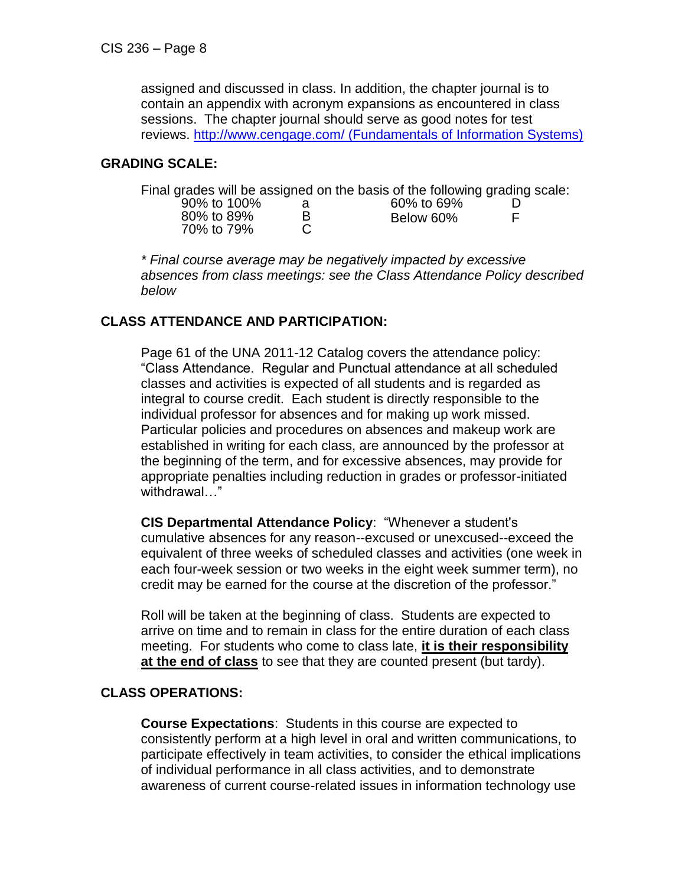assigned and discussed in class. In addition, the chapter journal is to contain an appendix with acronym expansions as encountered in class sessions. The chapter journal should serve as good notes for test reviews. [http://www.cengage.com/ (Fundamentals of Information Systems)](http://www.cengage.com/)

## GRADING SCALE:

Final grades will be assigned on the basis of the following grading scale:

| | | | |
|---|---|---|---|
| 90% to 100% | a | 60% to 69% | D |
| 80% to 89% | B | Below 60% | F |
| 70% to 79% | C | | |

*\* Final course average may be negatively impacted by excessive absences from class meetings: see the Class Attendance Policy described below*

## CLASS ATTENDANCE AND PARTICIPATION:

Page 61 of the UNA 2011-12 Catalog covers the attendance policy: "Class Attendance. Regular and Punctual attendance at all scheduled classes and activities is expected of all students and is regarded as integral to course credit. Each student is directly responsible to the individual professor for absences and for making up work missed. Particular policies and procedures on absences and makeup work are established in writing for each class, are announced by the professor at the beginning of the term, and for excessive absences, may provide for appropriate penalties including reduction in grades or professor-initiated withdrawal…"

**CIS Departmental Attendance Policy**: "Whenever a student's cumulative absences for any reason--excused or unexcused--exceed the equivalent of three weeks of scheduled classes and activities (one week in each four-week session or two weeks in the eight week summer term), no credit may be earned for the course at the discretion of the professor."

Roll will be taken at the beginning of class. Students are expected to arrive on time and to remain in class for the entire duration of each class meeting. For students who come to class late, **<u>it is their responsibility at the end of class</u>** to see that they are counted present (but tardy).

## CLASS OPERATIONS:

**Course Expectations**: Students in this course are expected to consistently perform at a high level in oral and written communications, to participate effectively in team activities, to consider the ethical implications of individual performance in all class activities, and to demonstrate awareness of current course-related issues in information technology use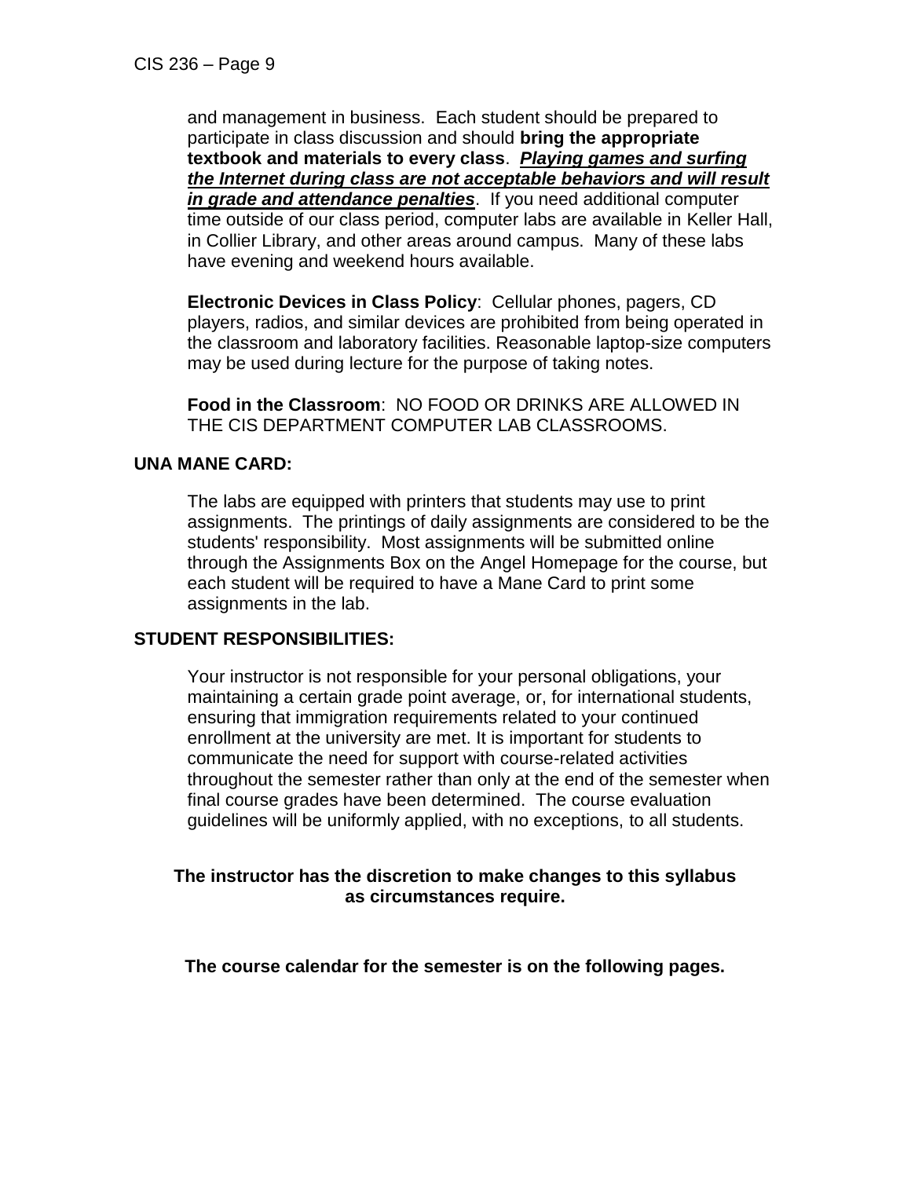and management in business. Each student should be prepared to participate in class discussion and should **bring the appropriate textbook and materials to every class**. ***Playing games and surfing the Internet during class are not acceptable behaviors and will result in grade and attendance penalties***. If you need additional computer time outside of our class period, computer labs are available in Keller Hall, in Collier Library, and other areas around campus. Many of these labs have evening and weekend hours available.

**Electronic Devices in Class Policy**: Cellular phones, pagers, CD players, radios, and similar devices are prohibited from being operated in the classroom and laboratory facilities. Reasonable laptop-size computers may be used during lecture for the purpose of taking notes.

**Food in the Classroom**: NO FOOD OR DRINKS ARE ALLOWED IN THE CIS DEPARTMENT COMPUTER LAB CLASSROOMS.

## UNA MANE CARD:

The labs are equipped with printers that students may use to print assignments. The printings of daily assignments are considered to be the students' responsibility. Most assignments will be submitted online through the Assignments Box on the Angel Homepage for the course, but each student will be required to have a Mane Card to print some assignments in the lab.

## STUDENT RESPONSIBILITIES:

Your instructor is not responsible for your personal obligations, your maintaining a certain grade point average, or, for international students, ensuring that immigration requirements related to your continued enrollment at the university are met. It is important for students to communicate the need for support with course-related activities throughout the semester rather than only at the end of the semester when final course grades have been determined. The course evaluation guidelines will be uniformly applied, with no exceptions, to all students.

**The instructor has the discretion to make changes to this syllabus as circumstances require.**

**The course calendar for the semester is on the following pages.**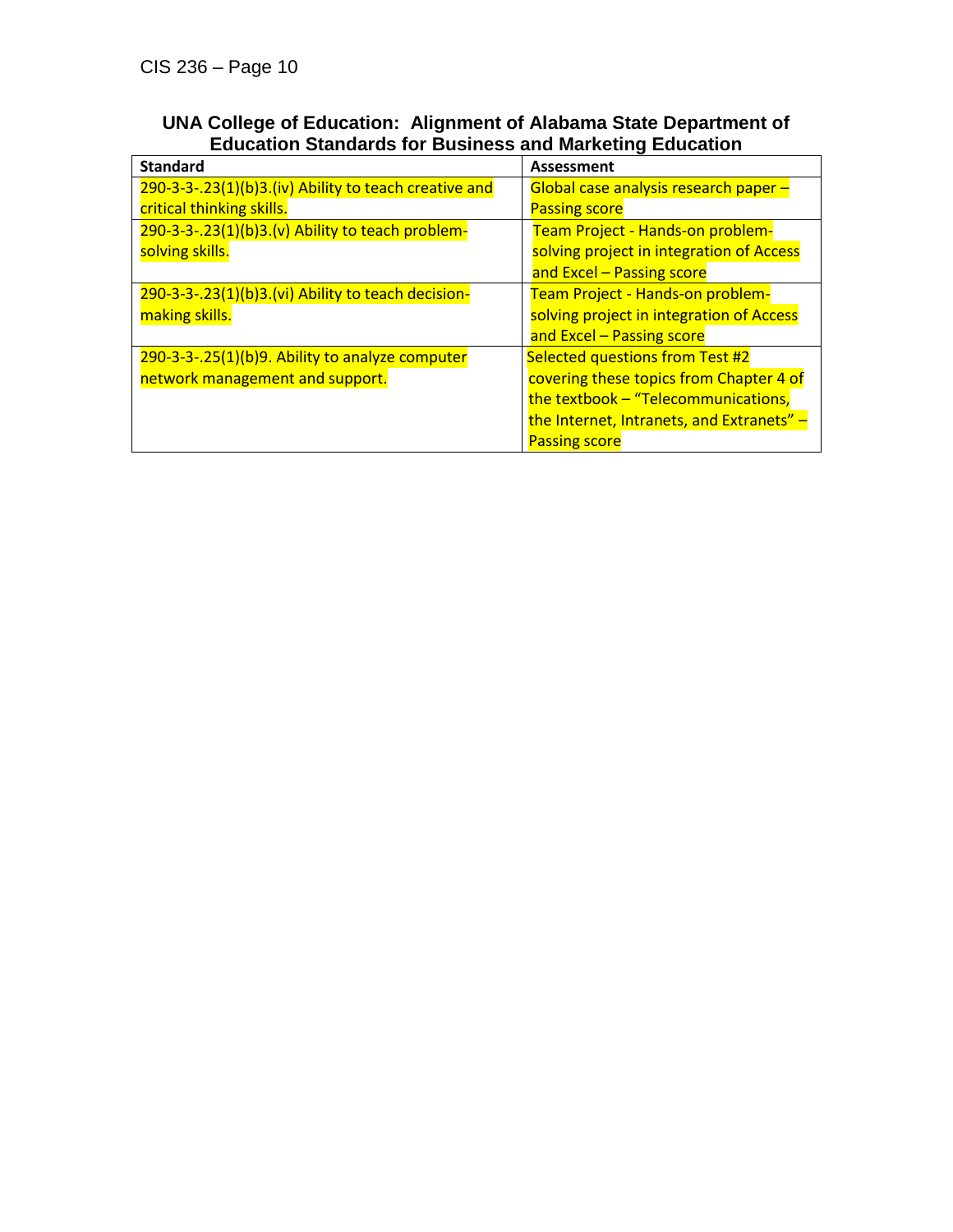## UNA College of Education: Alignment of Alabama State Department of Education Standards for Business and Marketing Education

| Standard | Assessment |
|---|---|
| 290-3-3-.23(1)(b)3.(iv) Ability to teach creative and critical thinking skills. | Global case analysis research paper – Passing score |
| 290-3-3-.23(1)(b)3.(v) Ability to teach problem-solving skills. | Team Project - Hands-on problem-solving project in integration of Access and Excel – Passing score |
| 290-3-3-.23(1)(b)3.(vi) Ability to teach decision-making skills. | Team Project - Hands-on problem-solving project in integration of Access and Excel – Passing score |
| 290-3-3-.25(1)(b)9. Ability to analyze computer network management and support. | Selected questions from Test #2 covering these topics from Chapter 4 of the textbook – "Telecommunications, the Internet, Intranets, and Extranets" – Passing score |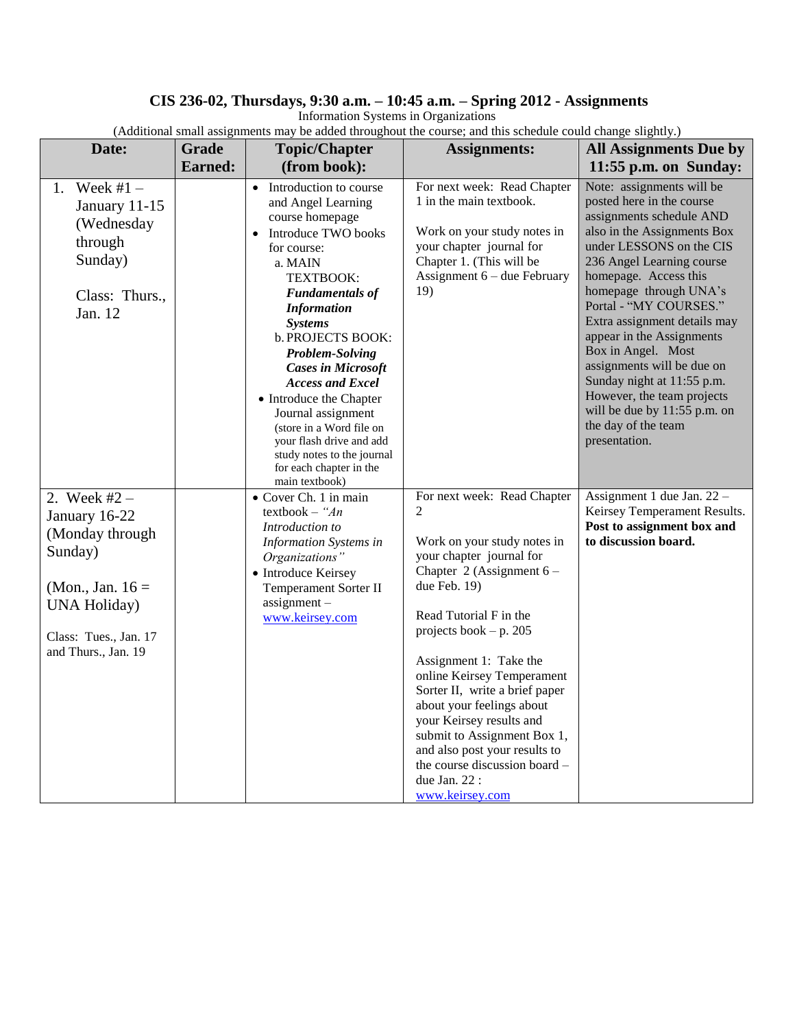# CIS 236-02, Thursdays, 9:30 a.m. – 10:45 a.m. – Spring 2012 - Assignments

Information Systems in Organizations

(Additional small assignments may be added throughout the course; and this schedule could change slightly.)

| Date: | Grade Earned: | Topic/Chapter (from book): | Assignments: | All Assignments Due by 11:55 p.m. on Sunday: |
|---|---|---|---|---|
| 1. Week #1 – January 11-15 (Wednesday through Sunday)<br><br>Class: Thurs., Jan. 12 | | • Introduction to course and Angel Learning course homepage<br>• Introduce TWO books for course:<br>a. MAIN TEXTBOOK: ***Fundamentals of Information Systems***<br>b. PROJECTS BOOK: ***Problem-Solving Cases in Microsoft Access and Excel***<br>• Introduce the Chapter Journal assignment (store in a Word file on your flash drive and add study notes to the journal for each chapter in the main textbook) | For next week: Read Chapter 1 in the main textbook.<br><br>Work on your study notes in your chapter journal for Chapter 1. (This will be Assignment 6 – due February 19) | Note: assignments will be posted here in the course assignments schedule AND also in the Assignments Box under LESSONS on the CIS 236 Angel Learning course homepage. Access this homepage through UNA's Portal - "MY COURSES." Extra assignment details may appear in the Assignments Box in Angel. Most assignments will be due on Sunday night at 11:55 p.m. However, the team projects will be due by 11:55 p.m. on the day of the team presentation. |
| 2. Week #2 – January 16-22 (Monday through Sunday)<br><br>(Mon., Jan. 16 = UNA Holiday)<br><br>Class: Tues., Jan. 17 and Thurs., Jan. 19 | | • Cover Ch. 1 in main textbook – *"An Introduction to Information Systems in Organizations"*<br>• Introduce Keirsey Temperament Sorter II assignment – www.keirsey.com | For next week: Read Chapter 2<br><br>Work on your study notes in your chapter journal for Chapter 2 (Assignment 6 – due Feb. 19)<br><br>Read Tutorial F in the projects book – p. 205<br><br>Assignment 1: Take the online Keirsey Temperament Sorter II, write a brief paper about your feelings about your Keirsey results and submit to Assignment Box 1, and also post your results to the course discussion board – due Jan. 22 : www.keirsey.com | Assignment 1 due Jan. 22 – Keirsey Temperament Results. **Post to assignment box and to discussion board.** |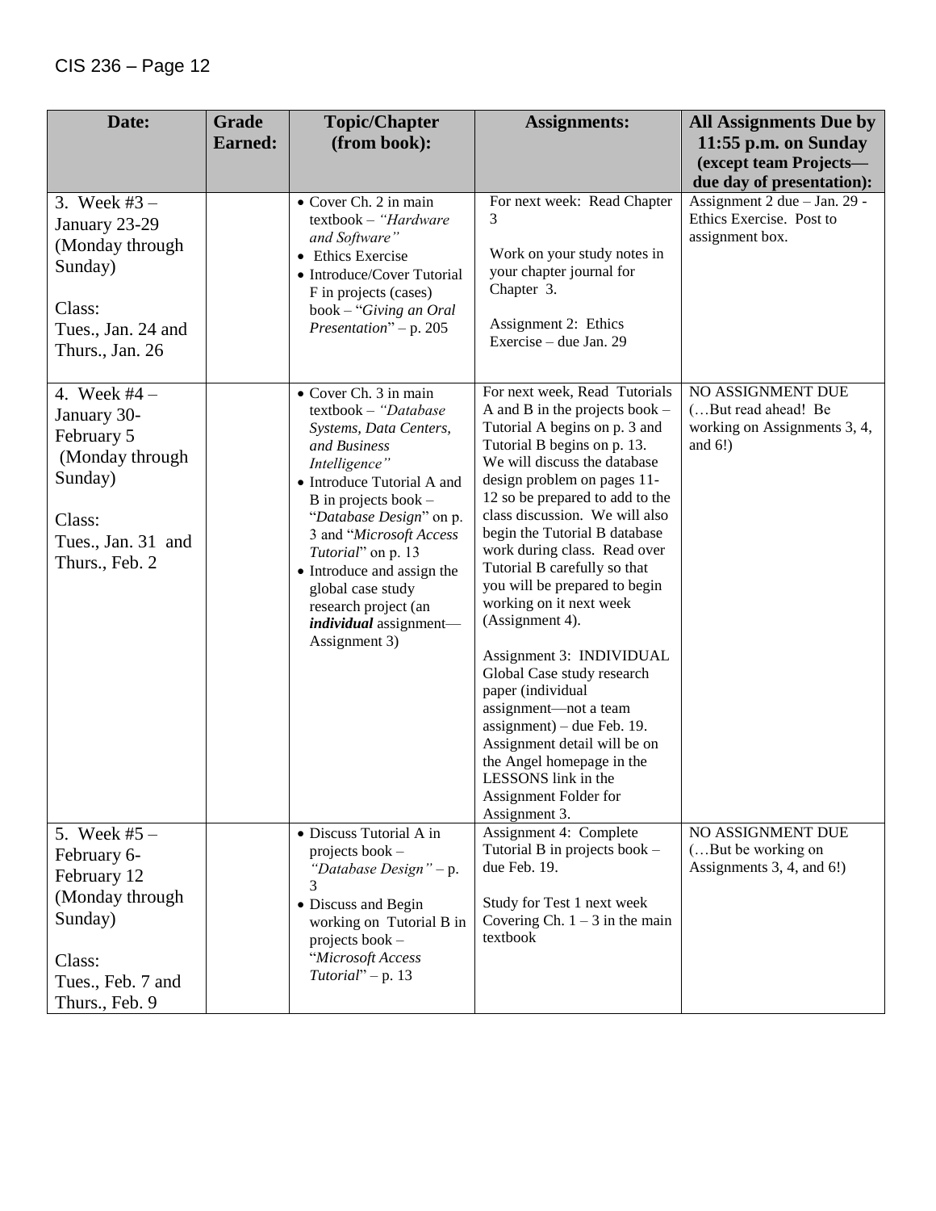| Date: | Grade Earned: | Topic/Chapter (from book): | Assignments: | All Assignments Due by 11:55 p.m. on Sunday (except team Projects—due day of presentation): |
|---|---|---|---|---|
| 3. Week #3 – January 23-29 (Monday through Sunday)<br><br>Class:<br>Tues., Jan. 24 and Thurs., Jan. 26 | | • Cover Ch. 2 in main textbook – *"Hardware and Software"*<br>• Ethics Exercise<br>• Introduce/Cover Tutorial F in projects (cases) book – "*Giving an Oral Presentation*" – p. 205 | For next week: Read Chapter 3<br><br>Work on your study notes in your chapter journal for Chapter 3.<br><br>Assignment 2: Ethics Exercise – due Jan. 29 | Assignment 2 due – Jan. 29 - Ethics Exercise. Post to assignment box. |
| 4. Week #4 – January 30-February 5 (Monday through Sunday)<br><br>Class:<br>Tues., Jan. 31 and Thurs., Feb. 2 | | • Cover Ch. 3 in main textbook – *"Database Systems, Data Centers, and Business Intelligence"*<br>• Introduce Tutorial A and B in projects book – "*Database Design*" on p. 3 and "*Microsoft Access Tutorial*" on p. 13<br>• Introduce and assign the global case study research project (an ***individual*** assignment—Assignment 3) | For next week, Read Tutorials A and B in the projects book – Tutorial A begins on p. 3 and Tutorial B begins on p. 13. We will discuss the database design problem on pages 11-12 so be prepared to add to the class discussion. We will also begin the Tutorial B database work during class. Read over Tutorial B carefully so that you will be prepared to begin working on it next week (Assignment 4).<br><br>Assignment 3: INDIVIDUAL Global Case study research paper (individual assignment—not a team assignment) – due Feb. 19. Assignment detail will be on the Angel homepage in the LESSONS link in the Assignment Folder for Assignment 3. | NO ASSIGNMENT DUE (…But read ahead! Be working on Assignments 3, 4, and 6!) |
| 5. Week #5 – February 6-February 12 (Monday through Sunday)<br><br>Class:<br>Tues., Feb. 7 and Thurs., Feb. 9 | | • Discuss Tutorial A in projects book – *"Database Design"* – p. 3<br>• Discuss and Begin working on Tutorial B in projects book – "*Microsoft Access Tutorial*" – p. 13 | Assignment 4: Complete Tutorial B in projects book – due Feb. 19.<br><br>Study for Test 1 next week Covering Ch. 1 – 3 in the main textbook | NO ASSIGNMENT DUE (…But be working on Assignments 3, 4, and 6!) |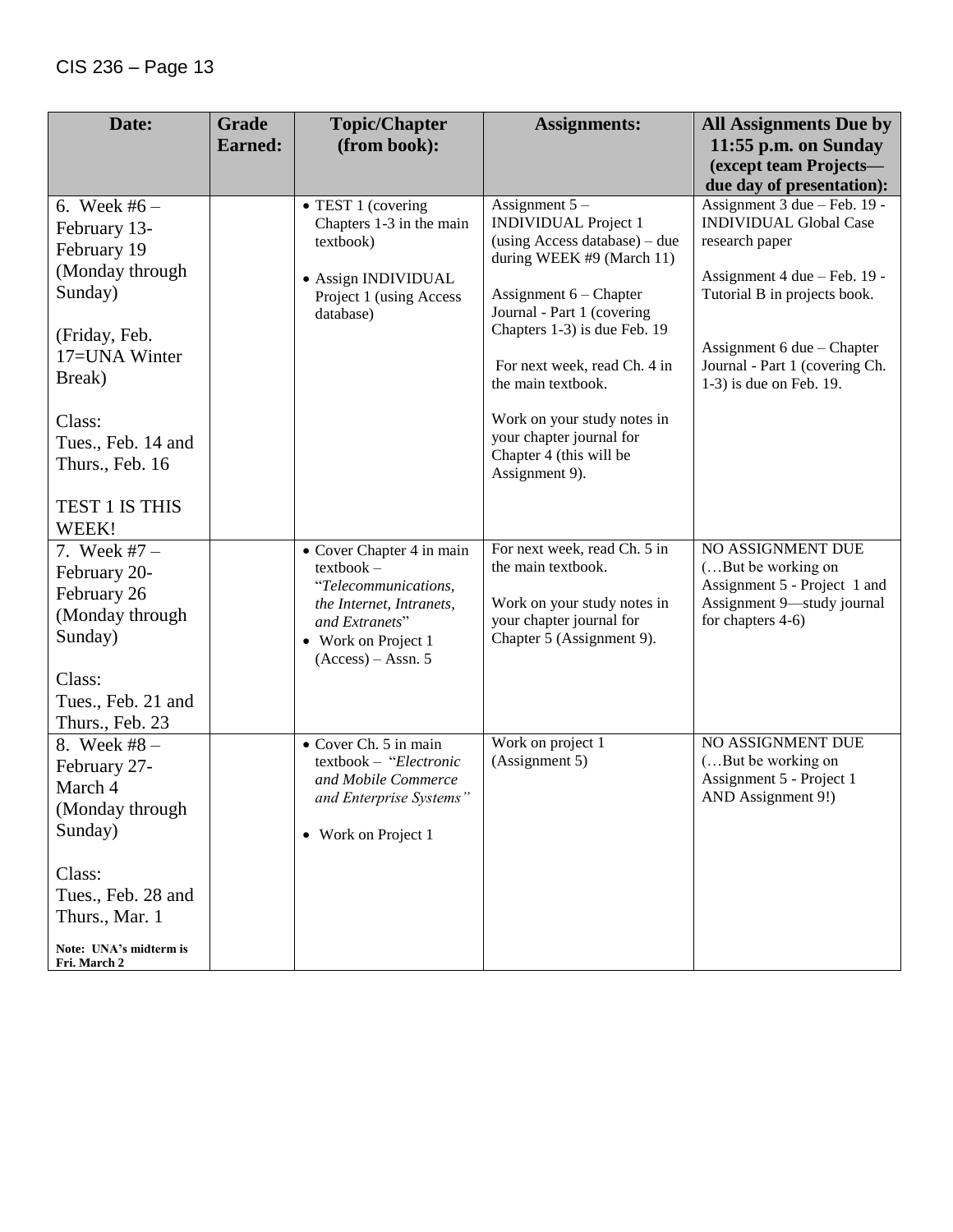| Date: | Grade Earned: | Topic/Chapter (from book): | Assignments: | All Assignments Due by 11:55 p.m. on Sunday (except team Projects—due day of presentation): |
|---|---|---|---|---|
| 6. Week #6 – February 13-February 19 (Monday through Sunday)<br><br>(Friday, Feb. 17=UNA Winter Break)<br><br>Class:<br>Tues., Feb. 14 and Thurs., Feb. 16<br><br>TEST 1 IS THIS WEEK! | | • TEST 1 (covering Chapters 1-3 in the main textbook)<br><br>• Assign INDIVIDUAL Project 1 (using Access database) | Assignment 5 – INDIVIDUAL Project 1 (using Access database) – due during WEEK #9 (March 11)<br><br>Assignment 6 – Chapter Journal - Part 1 (covering Chapters 1-3) is due Feb. 19<br><br>For next week, read Ch. 4 in the main textbook.<br><br>Work on your study notes in your chapter journal for Chapter 4 (this will be Assignment 9). | Assignment 3 due – Feb. 19 - INDIVIDUAL Global Case research paper<br><br>Assignment 4 due – Feb. 19 - Tutorial B in projects book.<br><br>Assignment 6 due – Chapter Journal - Part 1 (covering Ch. 1-3) is due on Feb. 19. |
| 7. Week #7 – February 20-February 26 (Monday through Sunday)<br><br>Class:<br>Tues., Feb. 21 and Thurs., Feb. 23 | | • Cover Chapter 4 in main textbook – "*Telecommunications, the Internet, Intranets, and Extranets*"<br>• Work on Project 1 (Access) – Assn. 5 | For next week, read Ch. 5 in the main textbook.<br><br>Work on your study notes in your chapter journal for Chapter 5 (Assignment 9). | NO ASSIGNMENT DUE (…But be working on Assignment 5 - Project 1 and Assignment 9—study journal for chapters 4-6) |
| 8. Week #8 – February 27-March 4 (Monday through Sunday)<br><br>Class:<br>Tues., Feb. 28 and Thurs., Mar. 1<br><br>**Note: UNA's midterm is Fri. March 2** | | • Cover Ch. 5 in main textbook – "*Electronic and Mobile Commerce and Enterprise Systems*"<br><br>• Work on Project 1 | Work on project 1 (Assignment 5) | NO ASSIGNMENT DUE (…But be working on Assignment 5 - Project 1 AND Assignment 9!) |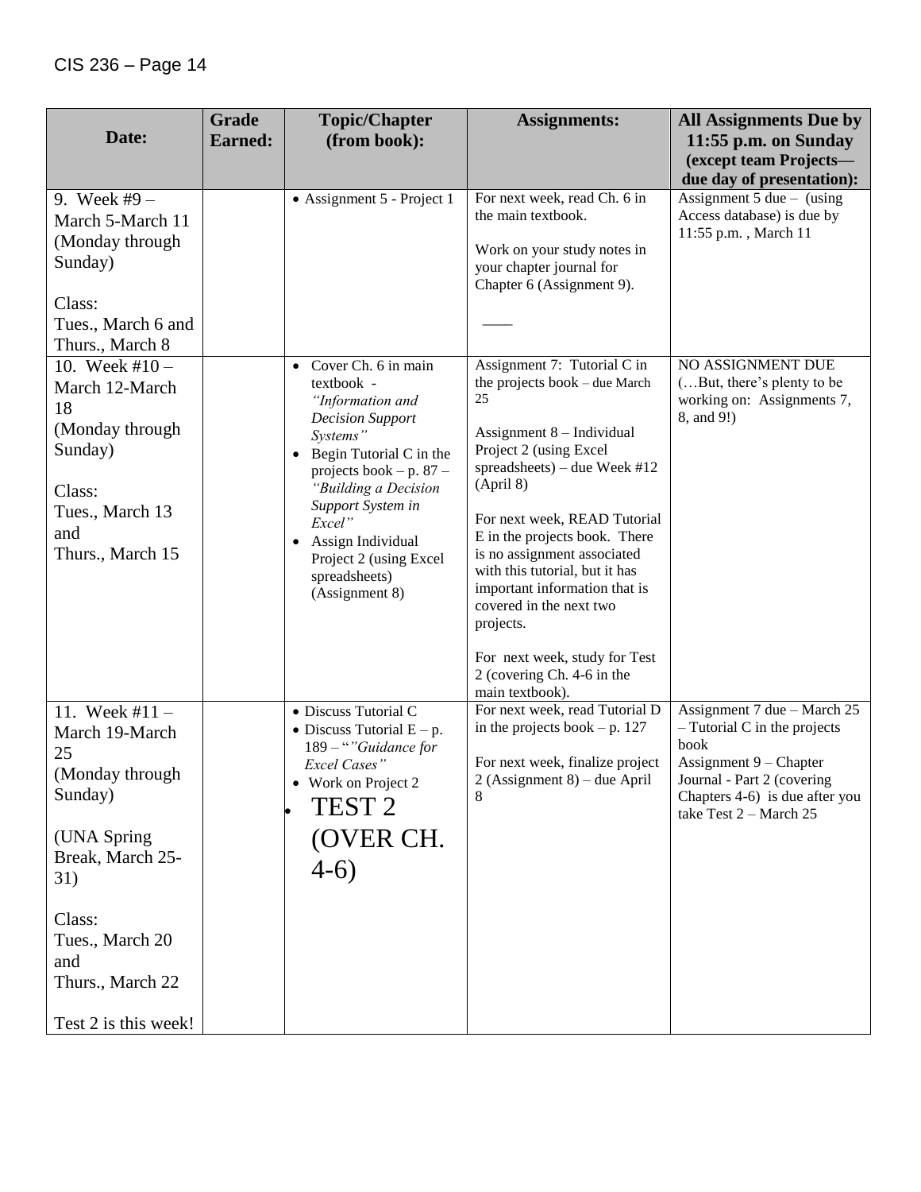| Date: | Grade Earned: | Topic/Chapter (from book): | Assignments: | All Assignments Due by 11:55 p.m. on Sunday (except team Projects—due day of presentation): |
|---|---|---|---|---|
| 9. Week #9 – March 5-March 11 (Monday through Sunday)<br><br>Class:<br>Tues., March 6 and Thurs., March 8 | | • Assignment 5 - Project 1 | For next week, read Ch. 6 in the main textbook.<br><br>Work on your study notes in your chapter journal for Chapter 6 (Assignment 9).<br><br>____ | Assignment 5 due – (using Access database) is due by 11:55 p.m. , March 11 |
| 10. Week #10 – March 12-March 18 (Monday through Sunday)<br><br>Class:<br>Tues., March 13 and Thurs., March 15 | | • Cover Ch. 6 in main textbook - *"Information and Decision Support Systems"*<br>• Begin Tutorial C in the projects book – p. 87 – *"Building a Decision Support System in Excel"*<br>• Assign Individual Project 2 (using Excel spreadsheets) (Assignment 8) | Assignment 7: Tutorial C in the projects book – due March 25<br><br>Assignment 8 – Individual Project 2 (using Excel spreadsheets) – due Week #12 (April 8)<br><br>For next week, READ Tutorial E in the projects book. There is no assignment associated with this tutorial, but it has important information that is covered in the next two projects.<br><br>For next week, study for Test 2 (covering Ch. 4-6 in the main textbook). | NO ASSIGNMENT DUE (…But, there's plenty to be working on: Assignments 7, 8, and 9!) |
| 11. Week #11 – March 19-March 25 (Monday through Sunday)<br><br>(UNA Spring Break, March 25-31)<br><br>Class:<br>Tues., March 20 and Thurs., March 22<br><br>Test 2 is this week! | | • Discuss Tutorial C<br>• Discuss Tutorial E – p. 189 – "*"Guidance for Excel Cases"*<br>• Work on Project 2<br>• TEST 2 (OVER CH. 4-6) | For next week, read Tutorial D in the projects book – p. 127<br><br>For next week, finalize project 2 (Assignment 8) – due April 8 | Assignment 7 due – March 25 – Tutorial C in the projects book<br>Assignment 9 – Chapter Journal - Part 2 (covering Chapters 4-6) is due after you take Test 2 – March 25 |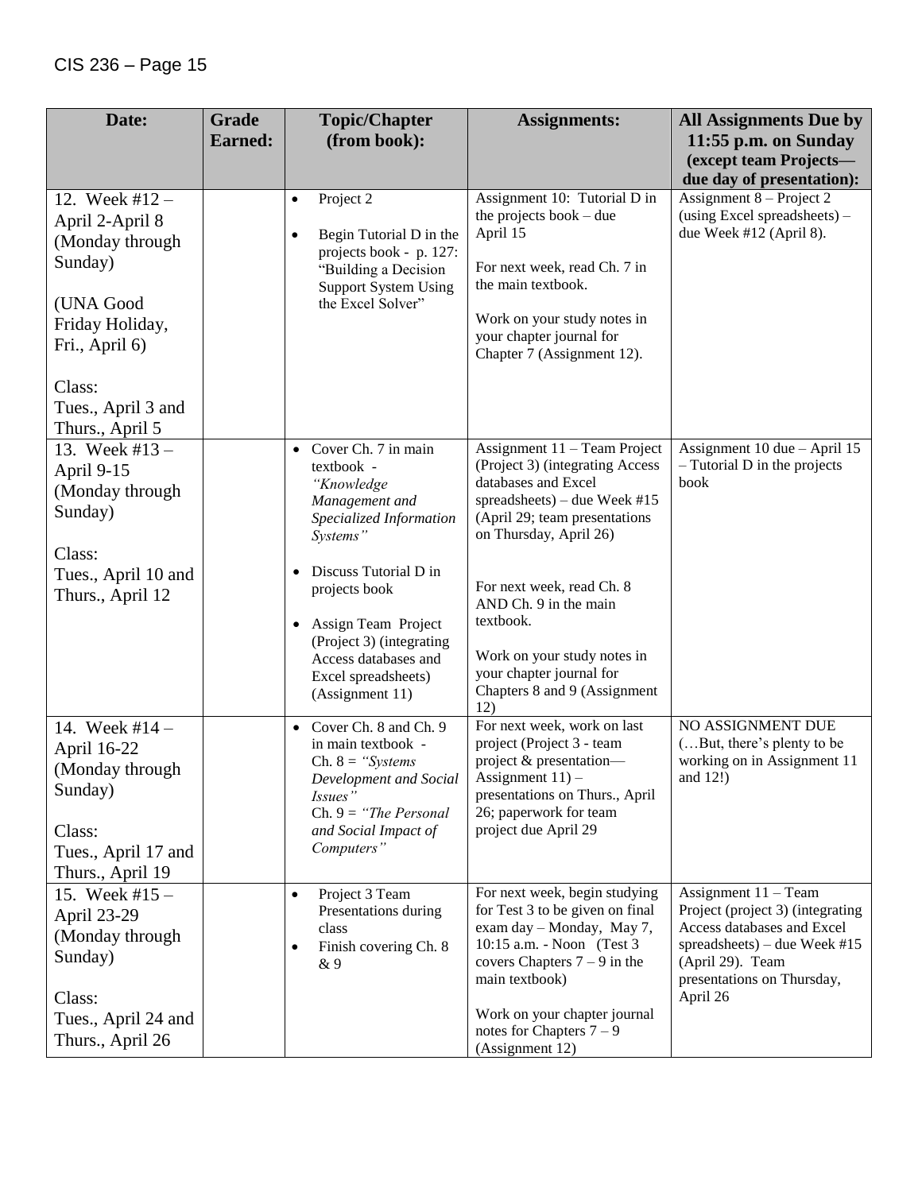| Date: | Grade Earned: | Topic/Chapter (from book): | Assignments: | All Assignments Due by 11:55 p.m. on Sunday (except team Projects—due day of presentation): |
| --- | --- | --- | --- | --- |
| 12. Week #12 – April 2-April 8 (Monday through Sunday)<br><br>(UNA Good Friday Holiday, Fri., April 6)<br><br>Class:<br>Tues., April 3 and Thurs., April 5 | | • Project 2<br>• Begin Tutorial D in the projects book - p. 127: "Building a Decision Support System Using the Excel Solver" | Assignment 10: Tutorial D in the projects book – due April 15<br><br>For next week, read Ch. 7 in the main textbook.<br><br>Work on your study notes in your chapter journal for Chapter 7 (Assignment 12). | Assignment 8 – Project 2 (using Excel spreadsheets) – due Week #12 (April 8). |
| 13. Week #13 – April 9-15 (Monday through Sunday)<br><br>Class:<br>Tues., April 10 and Thurs., April 12 | | • Cover Ch. 7 in main textbook - *"Knowledge Management and Specialized Information Systems"*<br>• Discuss Tutorial D in projects book<br>• Assign Team Project (Project 3) (integrating Access databases and Excel spreadsheets) (Assignment 11) | Assignment 11 – Team Project (Project 3) (integrating Access databases and Excel spreadsheets) – due Week #15 (April 29; team presentations on Thursday, April 26)<br><br>For next week, read Ch. 8 AND Ch. 9 in the main textbook.<br><br>Work on your study notes in your chapter journal for Chapters 8 and 9 (Assignment 12) | Assignment 10 due – April 15 – Tutorial D in the projects book |
| 14. Week #14 – April 16-22 (Monday through Sunday)<br><br>Class:<br>Tues., April 17 and Thurs., April 19 | | • Cover Ch. 8 and Ch. 9 in main textbook - Ch. 8 = *"Systems Development and Social Issues"* Ch. 9 = *"The Personal and Social Impact of Computers"* | For next week, work on last project (Project 3 - team project & presentation—Assignment 11) – presentations on Thurs., April 26; paperwork for team project due April 29 | NO ASSIGNMENT DUE (…But, there's plenty to be working on in Assignment 11 and 12!) |
| 15. Week #15 – April 23-29 (Monday through Sunday)<br><br>Class:<br>Tues., April 24 and Thurs., April 26 | | • Project 3 Team Presentations during class<br>• Finish covering Ch. 8 & 9 | For next week, begin studying for Test 3 to be given on final exam day – Monday, May 7, 10:15 a.m. - Noon (Test 3 covers Chapters 7 – 9 in the main textbook)<br><br>Work on your chapter journal notes for Chapters 7 – 9 (Assignment 12) | Assignment 11 – Team Project (project 3) (integrating Access databases and Excel spreadsheets) – due Week #15 (April 29). Team presentations on Thursday, April 26 |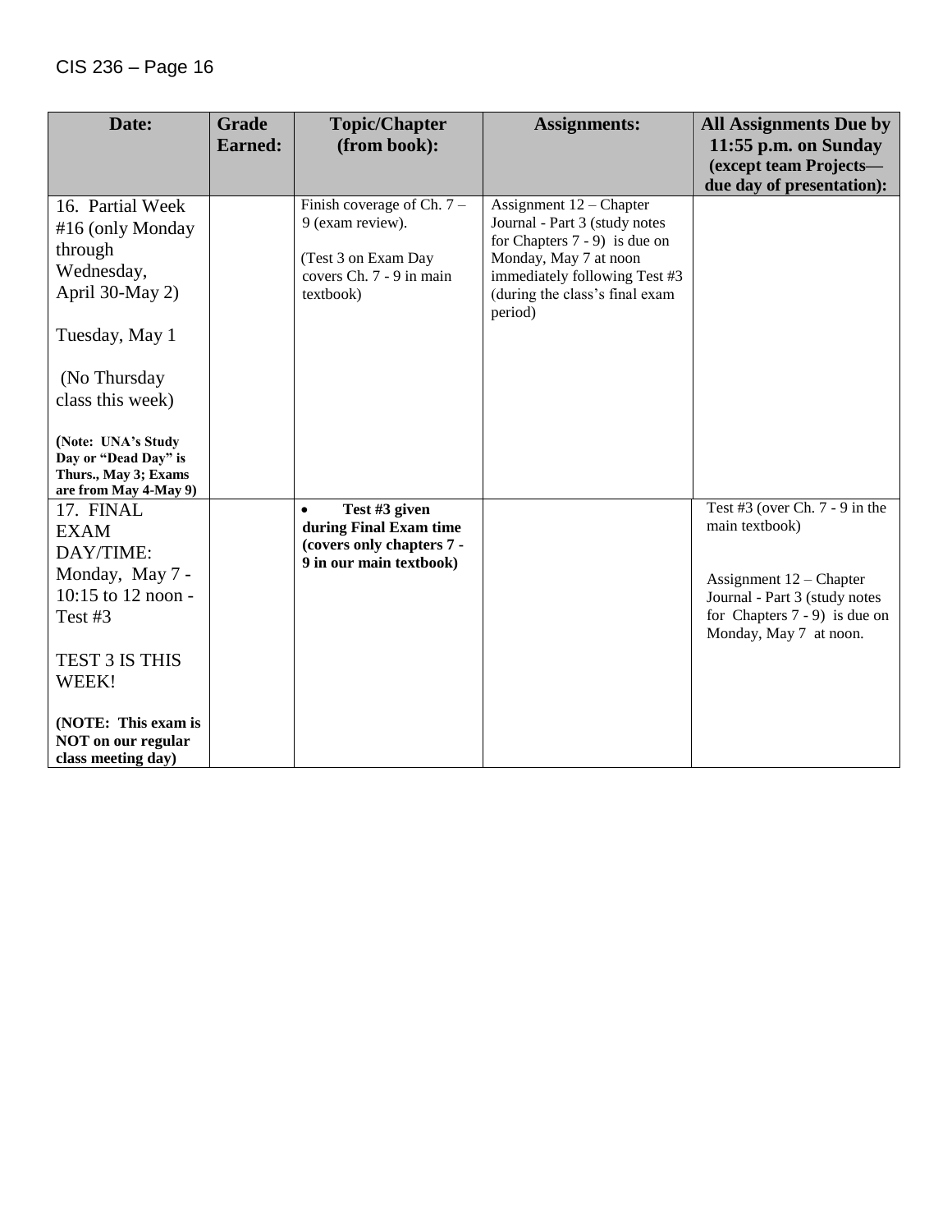| Date: | Grade Earned: | Topic/Chapter (from book): | Assignments: | All Assignments Due by 11:55 p.m. on Sunday (except team Projects—due day of presentation): |
|---|---|---|---|---|
| 16. Partial Week #16 (only Monday through Wednesday, April 30-May 2)<br><br>Tuesday, May 1<br><br>(No Thursday class this week)<br><br>**(Note: UNA's Study Day or "Dead Day" is Thurs., May 3; Exams are from May 4-May 9)** | | Finish coverage of Ch. 7 – 9 (exam review).<br><br>(Test 3 on Exam Day covers Ch. 7 - 9 in main textbook) | Assignment 12 – Chapter Journal - Part 3 (study notes for Chapters 7 - 9) is due on Monday, May 7 at noon immediately following Test #3 (during the class's final exam period) | |
| 17. FINAL EXAM DAY/TIME: Monday, May 7 - 10:15 to 12 noon - Test #3<br><br>TEST 3 IS THIS WEEK!<br><br>**(NOTE: This exam is NOT on our regular class meeting day)** | | • **Test #3 given during Final Exam time (covers only chapters 7 - 9 in our main textbook)** | | Test #3 (over Ch. 7 - 9 in the main textbook)<br><br>Assignment 12 – Chapter Journal - Part 3 (study notes for Chapters 7 - 9) is due on Monday, May 7 at noon. |